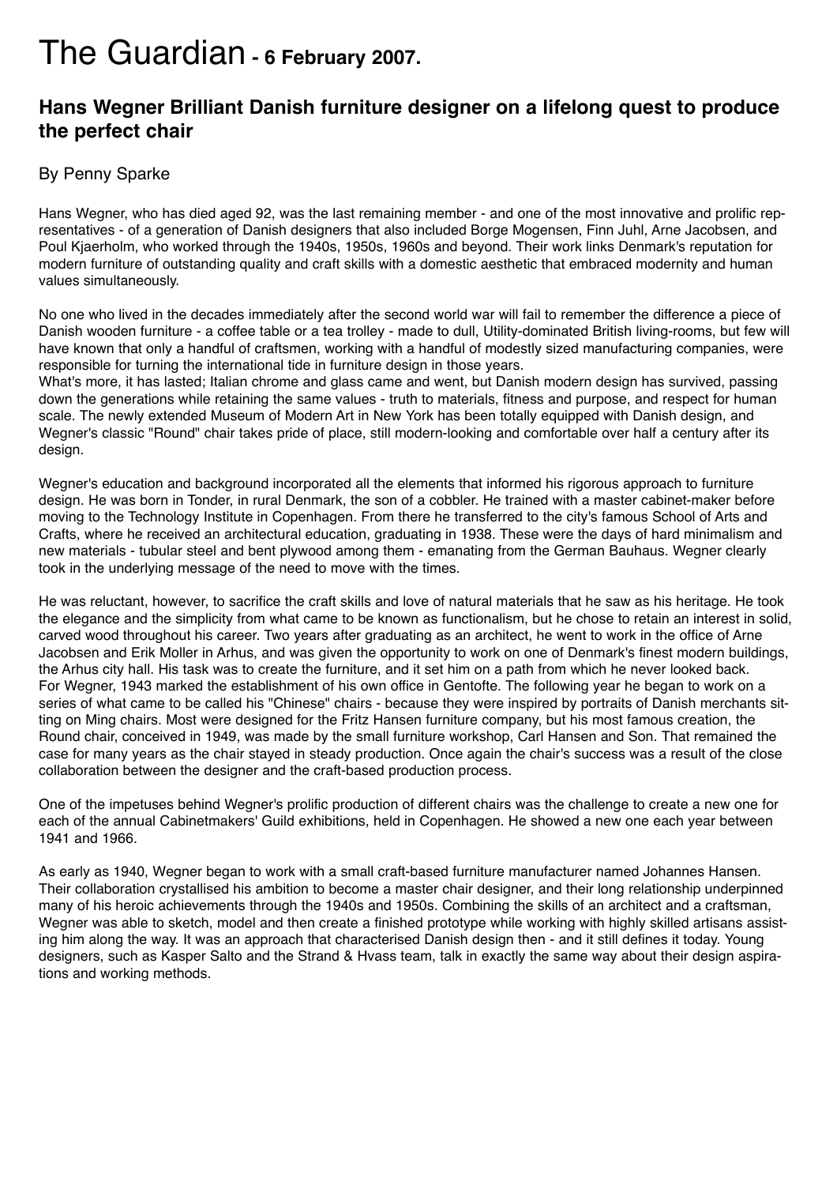# The Guardian - 6 February 2007.

## Hans Wegner Brilliant Danish furniture designer on a lifelong quest to produce the perfect chair

By Penny Sparke

Hans Wegner, who has died aged 92, was the last remaining member - and one of the most innovative and prolific representatives - of a generation of Danish designers that also included Borge Mogensen, Finn Juhl, Arne Jacobsen, and Poul Kjaerholm, who worked through the 1940s, 1950s, 1960s and beyond. Their work links Denmark's reputation for modern furniture of outstanding quality and craft skills with a domestic aesthetic that embraced modernity and human values simultaneously.

No one who lived in the decades immediately after the second world war will fail to remember the difference a piece of Danish wooden furniture - a coffee table or a tea trolley - made to dull, Utility-dominated British living-rooms, but few will have known that only a handful of craftsmen, working with a handful of modestly sized manufacturing companies, were responsible for turning the international tide in furniture design in those years.

What's more, it has lasted; Italian chrome and glass came and went, but Danish modern design has survived, passing down the generations while retaining the same values - truth to materials, fitness and purpose, and respect for human scale. The newly extended Museum of Modern Art in New York has been totally equipped with Danish design, and Wegner's classic "Round" chair takes pride of place, still modern-looking and comfortable over half a century after its design.

Wegner's education and background incorporated all the elements that informed his rigorous approach to furniture design. He was born in Tonder, in rural Denmark, the son of a cobbler. He trained with a master cabinet-maker before moving to the Technology Institute in Copenhagen. From there he transferred to the city's famous School of Arts and Crafts, where he received an architectural education, graduating in 1938. These were the days of hard minimalism and new materials - tubular steel and bent plywood among them - emanating from the German Bauhaus. Wegner clearly took in the underlying message of the need to move with the times.

He was reluctant, however, to sacrifice the craft skills and love of natural materials that he saw as his heritage. He took the elegance and the simplicity from what came to be known as functionalism, but he chose to retain an interest in solid, carved wood throughout his career. Two years after graduating as an architect, he went to work in the office of Arne Jacobsen and Erik Moller in Arhus, and was given the opportunity to work on one of Denmark's finest modern buildings, the Arhus city hall. His task was to create the furniture, and it set him on a path from which he never looked back.

For Wegner, 1943 marked the establishment of his own office in Gentofte. The following year he began to work on a series of what came to be called his "Chinese" chairs - because they were inspired by portraits of Danish merchants sitting on Ming chairs. Most were designed for the Fritz Hansen furniture company, but his most famous creation, the Round chair, conceived in 1949, was made by the small furniture workshop, Carl Hansen and Son. That remained the case for many years as the chair stayed in steady production. Once again the chair's success was a result of the close collaboration between the designer and the craft-based production process.

One of the impetuses behind Wegner's prolific production of different chairs was the challenge to create a new one for each of the annual Cabinetmakers' Guild exhibitions, held in Copenhagen. He showed a new one each year between 1941 and 1966.

As early as 1940, Wegner began to work with a small craft-based furniture manufacturer named Johannes Hansen. Their collaboration crystallised his ambition to become a master chair designer, and their long relationship underpinned many of his heroic achievements through the 1940s and 1950s. Combining the skills of an architect and a craftsman, Wegner was able to sketch, model and then create a finished prototype while working with highly skilled artisans assisting him along the way. It was an approach that characterised Danish design then - and it still defines it today. Young designers, such as Kasper Salto and the Strand & Hvass team, talk in exactly the same way about their design aspirations and working methods.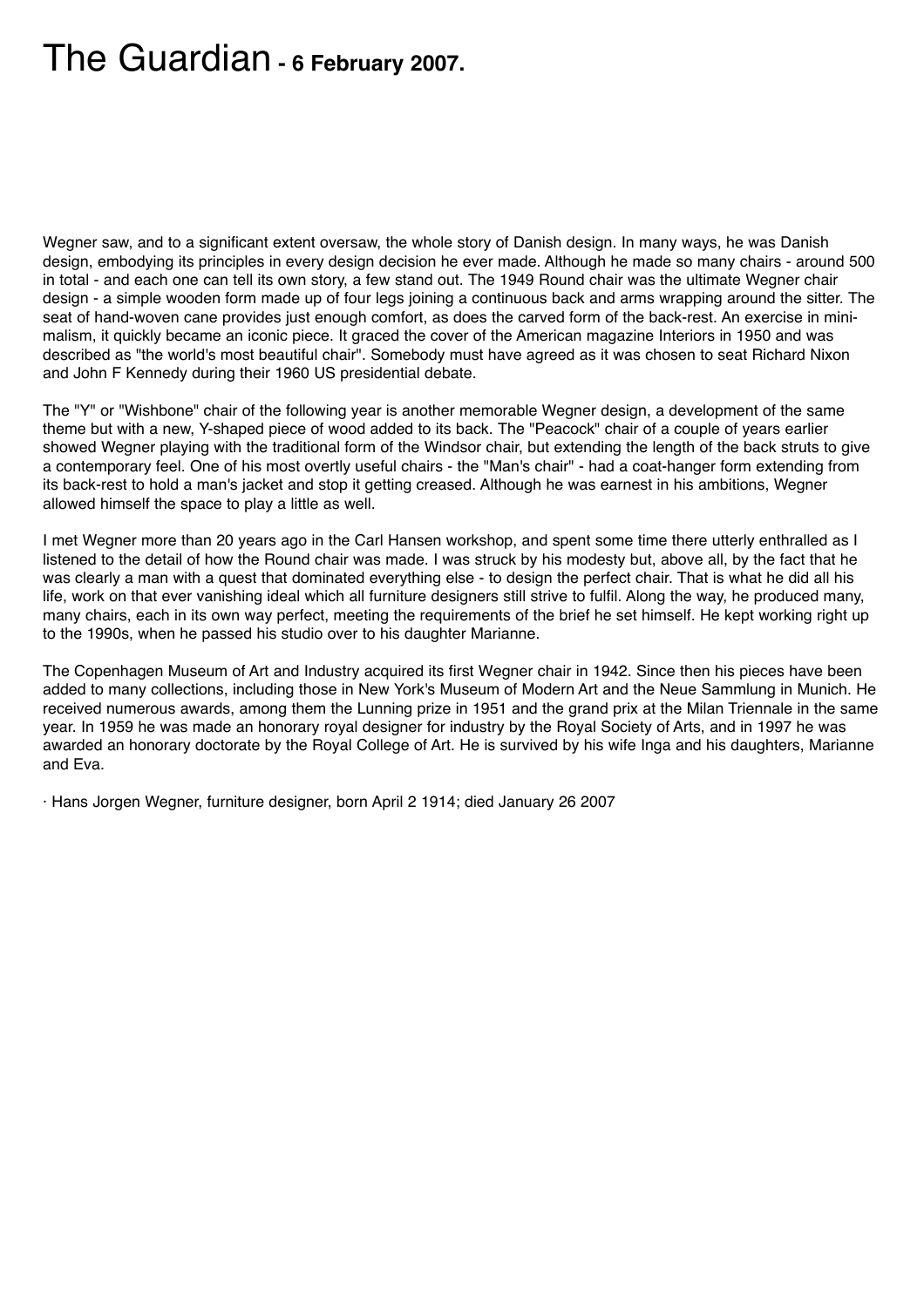# The Guardian - 6 February 2007.

Wegner saw, and to a significant extent oversaw, the whole story of Danish design. In many ways, he was Danish design, embodying its principles in every design decision he ever made. Although he made so many chairs - around 500 in total - and each one can tell its own story, a few stand out. The 1949 Round chair was the ultimate Wegner chair design - a simple wooden form made up of four legs joining a continuous back and arms wrapping around the sitter. The seat of hand-woven cane provides just enough comfort, as does the carved form of the back-rest. An exercise in minimalism, it quickly became an iconic piece. It graced the cover of the American magazine Interiors in 1950 and was described as "the world's most beautiful chair". Somebody must have agreed as it was chosen to seat Richard Nixon and John F Kennedy during their 1960 US presidential debate.

The "Y" or "Wishbone" chair of the following year is another memorable Wegner design, a development of the same theme but with a new, Y-shaped piece of wood added to its back. The "Peacock" chair of a couple of years earlier showed Wegner playing with the traditional form of the Windsor chair, but extending the length of the back struts to give a contemporary feel. One of his most overtly useful chairs - the "Man's chair" - had a coat-hanger form extending from its back-rest to hold a man's jacket and stop it getting creased. Although he was earnest in his ambitions, Wegner allowed himself the space to play a little as well.

I met Wegner more than 20 years ago in the Carl Hansen workshop, and spent some time there utterly enthralled as I listened to the detail of how the Round chair was made. I was struck by his modesty but, above all, by the fact that he was clearly a man with a quest that dominated everything else - to design the perfect chair. That is what he did all his life, work on that ever vanishing ideal which all furniture designers still strive to fulfil. Along the way, he produced many, many chairs, each in its own way perfect, meeting the requirements of the brief he set himself. He kept working right up to the 1990s, when he passed his studio over to his daughter Marianne.

The Copenhagen Museum of Art and Industry acquired its first Wegner chair in 1942. Since then his pieces have been added to many collections, including those in New York's Museum of Modern Art and the Neue Sammlung in Munich. He received numerous awards, among them the Lunning prize in 1951 and the grand prix at the Milan Triennale in the same year. In 1959 he was made an honorary royal designer for industry by the Royal Society of Arts, and in 1997 he was awarded an honorary doctorate by the Royal College of Art. He is survived by his wife Inga and his daughters, Marianne and Eva.

· Hans Jorgen Wegner, furniture designer, born April 2 1914; died January 26 2007